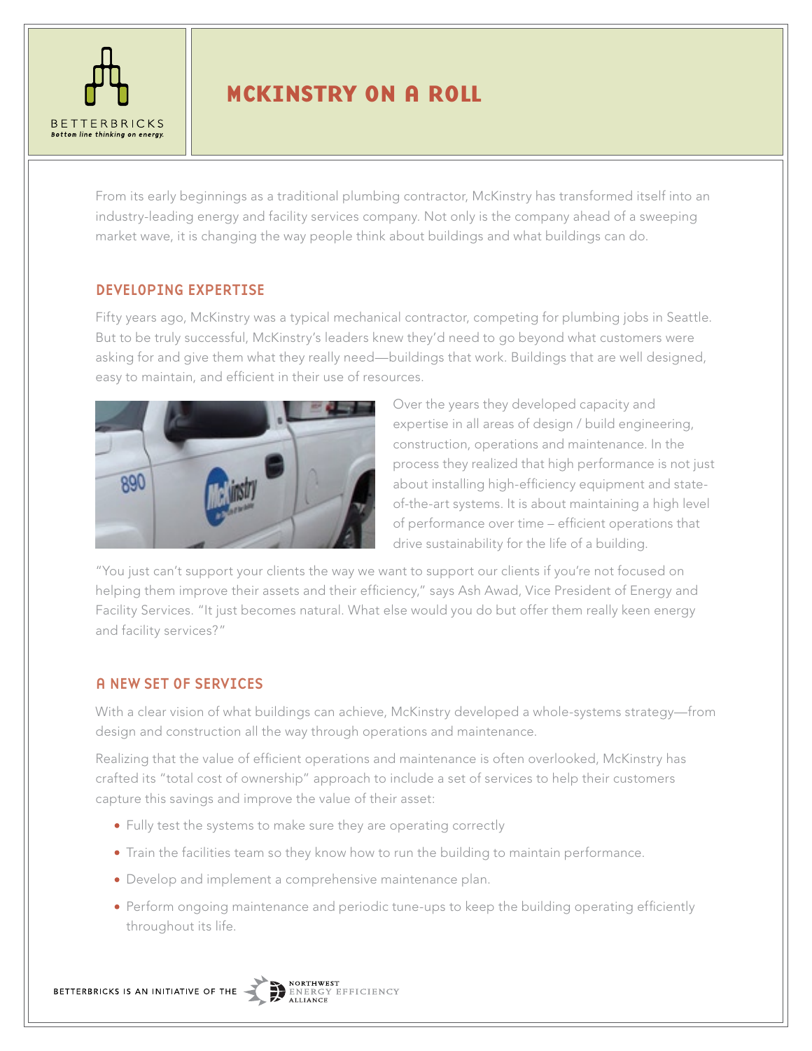BETTERBRICKS
*Bottom line thinking on energy.*

# MCKINSTRY ON A ROLL

From its early beginnings as a traditional plumbing contractor, McKinstry has transformed itself into an industry-leading energy and facility services company. Not only is the company ahead of a sweeping market wave, it is changing the way people think about buildings and what buildings can do.

## DEVELOPING EXPERTISE

Fifty years ago, McKinstry was a typical mechanical contractor, competing for plumbing jobs in Seattle. But to be truly successful, McKinstry's leaders knew they'd need to go beyond what customers were asking for and give them what they really need—buildings that work. Buildings that are well designed, easy to maintain, and efficient in their use of resources.

Over the years they developed capacity and expertise in all areas of design / build engineering, construction, operations and maintenance. In the process they realized that high performance is not just about installing high-efficiency equipment and state-of-the-art systems. It is about maintaining a high level of performance over time – efficient operations that drive sustainability for the life of a building.

"You just can't support your clients the way we want to support our clients if you're not focused on helping them improve their assets and their efficiency," says Ash Awad, Vice President of Energy and Facility Services. "It just becomes natural. What else would you do but offer them really keen energy and facility services?"

## A NEW SET OF SERVICES

With a clear vision of what buildings can achieve, McKinstry developed a whole-systems strategy—from design and construction all the way through operations and maintenance.

Realizing that the value of efficient operations and maintenance is often overlooked, McKinstry has crafted its "total cost of ownership" approach to include a set of services to help their customers capture this savings and improve the value of their asset:

- Fully test the systems to make sure they are operating correctly
- Train the facilities team so they know how to run the building to maintain performance.
- Develop and implement a comprehensive maintenance plan.
- Perform ongoing maintenance and periodic tune-ups to keep the building operating efficiently throughout its life.

BETTERBRICKS IS AN INITIATIVE OF THE NORTHWEST ENERGY EFFICIENCY ALLIANCE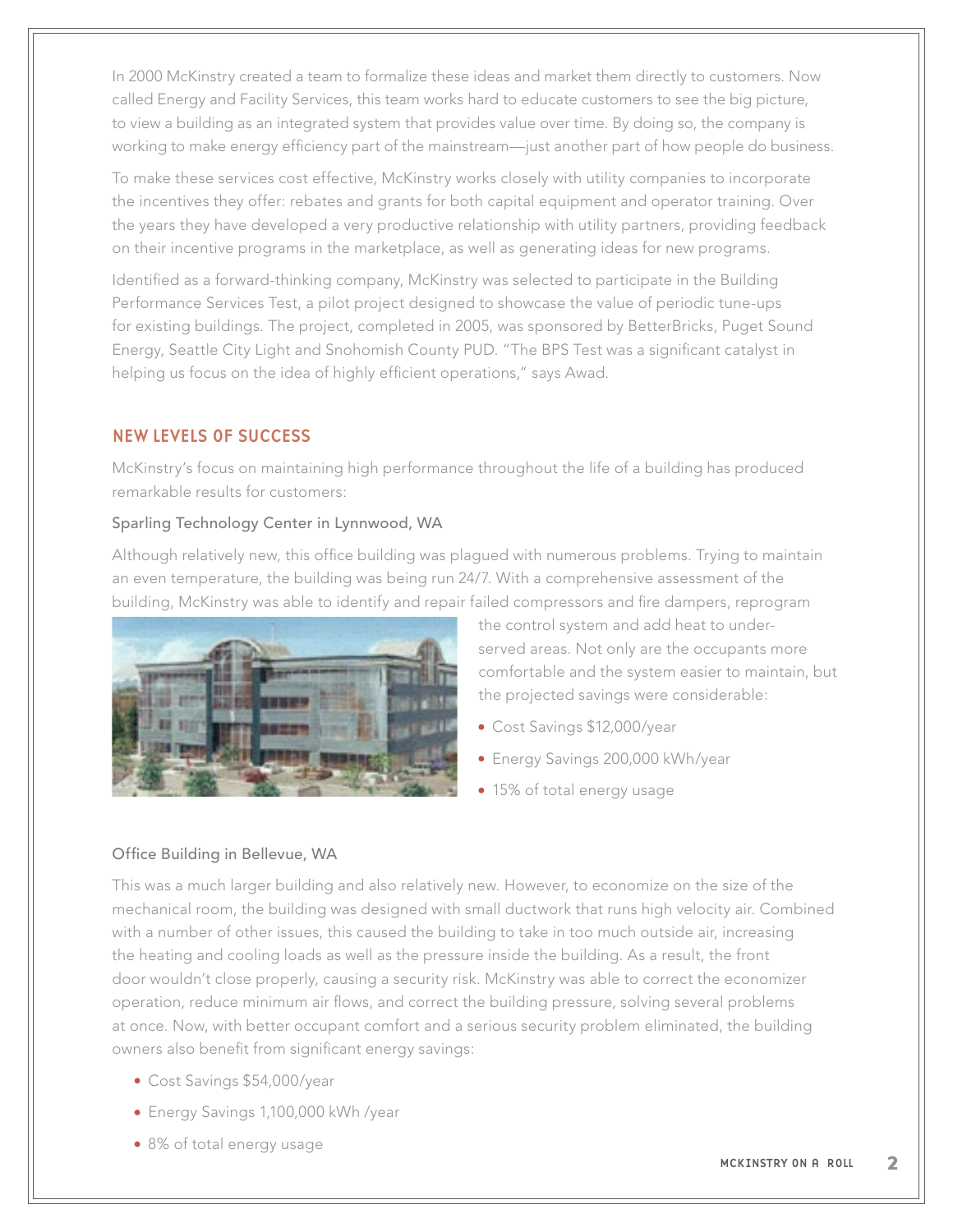In 2000 McKinstry created a team to formalize these ideas and market them directly to customers. Now called Energy and Facility Services, this team works hard to educate customers to see the big picture, to view a building as an integrated system that provides value over time. By doing so, the company is working to make energy efficiency part of the mainstream—just another part of how people do business.

To make these services cost effective, McKinstry works closely with utility companies to incorporate the incentives they offer: rebates and grants for both capital equipment and operator training. Over the years they have developed a very productive relationship with utility partners, providing feedback on their incentive programs in the marketplace, as well as generating ideas for new programs.

Identified as a forward-thinking company, McKinstry was selected to participate in the Building Performance Services Test, a pilot project designed to showcase the value of periodic tune-ups for existing buildings. The project, completed in 2005, was sponsored by BetterBricks, Puget Sound Energy, Seattle City Light and Snohomish County PUD. "The BPS Test was a significant catalyst in helping us focus on the idea of highly efficient operations," says Awad.

## NEW LEVELS OF SUCCESS

McKinstry's focus on maintaining high performance throughout the life of a building has produced remarkable results for customers:

### Sparling Technology Center in Lynnwood, WA

Although relatively new, this office building was plagued with numerous problems. Trying to maintain an even temperature, the building was being run 24/7. With a comprehensive assessment of the building, McKinstry was able to identify and repair failed compressors and fire dampers, reprogram the control system and add heat to under-served areas. Not only are the occupants more comfortable and the system easier to maintain, but the projected savings were considerable:

- Cost Savings $12,000/year
- Energy Savings 200,000 kWh/year
- 15% of total energy usage

### Office Building in Bellevue, WA

This was a much larger building and also relatively new. However, to economize on the size of the mechanical room, the building was designed with small ductwork that runs high velocity air. Combined with a number of other issues, this caused the building to take in too much outside air, increasing the heating and cooling loads as well as the pressure inside the building. As a result, the front door wouldn't close properly, causing a security risk. McKinstry was able to correct the economizer operation, reduce minimum air flows, and correct the building pressure, solving several problems at once. Now, with better occupant comfort and a serious security problem eliminated, the building owners also benefit from significant energy savings:

- Cost Savings $54,000/year
- Energy Savings 1,100,000 kWh /year
- 8% of total energy usage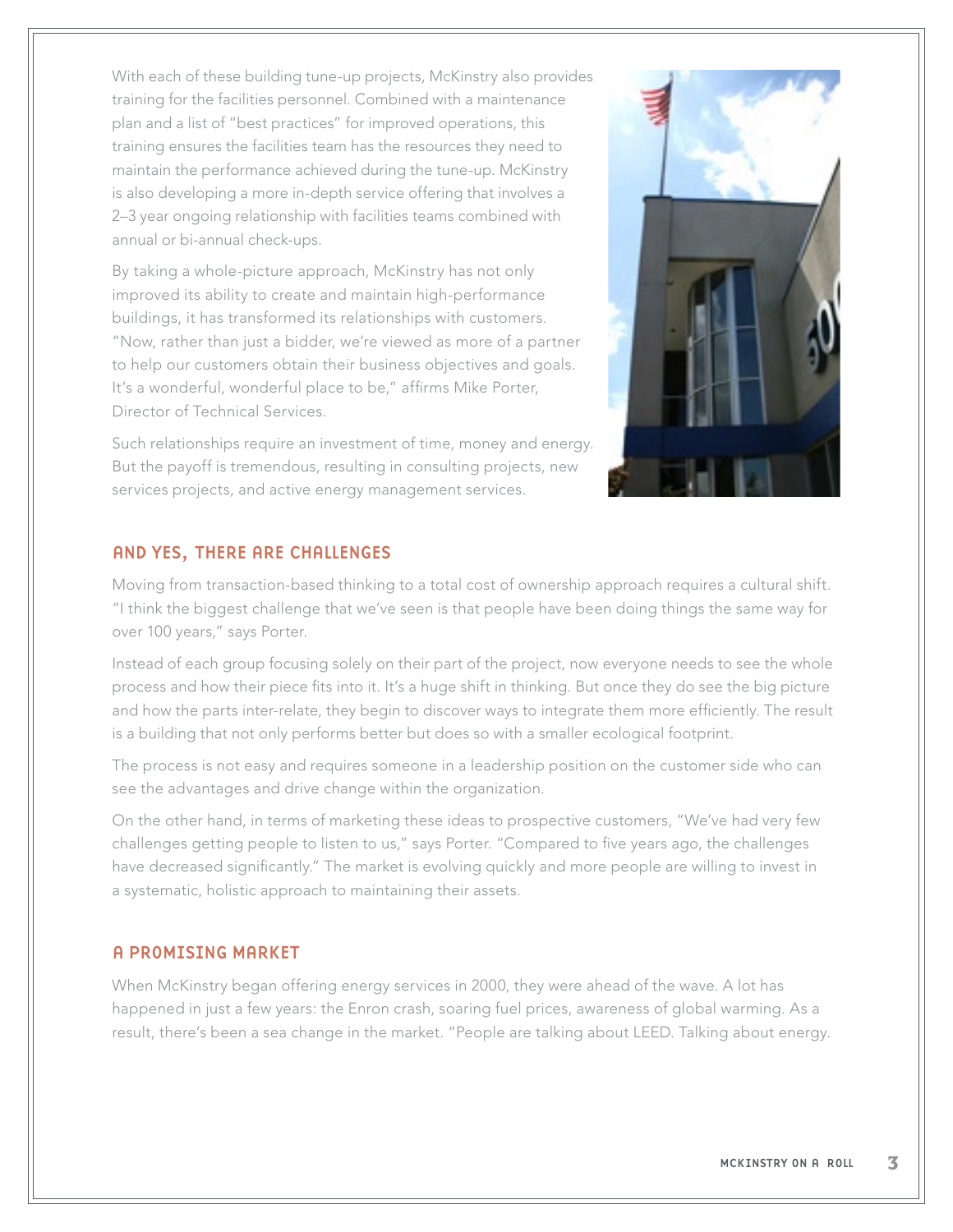With each of these building tune-up projects, McKinstry also provides training for the facilities personnel. Combined with a maintenance plan and a list of "best practices" for improved operations, this training ensures the facilities team has the resources they need to maintain the performance achieved during the tune-up. McKinstry is also developing a more in-depth service offering that involves a 2–3 year ongoing relationship with facilities teams combined with annual or bi-annual check-ups.

By taking a whole-picture approach, McKinstry has not only improved its ability to create and maintain high-performance buildings, it has transformed its relationships with customers. "Now, rather than just a bidder, we're viewed as more of a partner to help our customers obtain their business objectives and goals. It's a wonderful, wonderful place to be," affirms Mike Porter, Director of Technical Services.

Such relationships require an investment of time, money and energy. But the payoff is tremendous, resulting in consulting projects, new services projects, and active energy management services.

## AND YES, THERE ARE CHALLENGES

Moving from transaction-based thinking to a total cost of ownership approach requires a cultural shift. "I think the biggest challenge that we've seen is that people have been doing things the same way for over 100 years," says Porter.

Instead of each group focusing solely on their part of the project, now everyone needs to see the whole process and how their piece fits into it. It's a huge shift in thinking. But once they do see the big picture and how the parts inter-relate, they begin to discover ways to integrate them more efficiently. The result is a building that not only performs better but does so with a smaller ecological footprint.

The process is not easy and requires someone in a leadership position on the customer side who can see the advantages and drive change within the organization.

On the other hand, in terms of marketing these ideas to prospective customers, "We've had very few challenges getting people to listen to us," says Porter. "Compared to five years ago, the challenges have decreased significantly." The market is evolving quickly and more people are willing to invest in a systematic, holistic approach to maintaining their assets.

## A PROMISING MARKET

When McKinstry began offering energy services in 2000, they were ahead of the wave. A lot has happened in just a few years: the Enron crash, soaring fuel prices, awareness of global warming. As a result, there's been a sea change in the market. "People are talking about LEED. Talking about energy.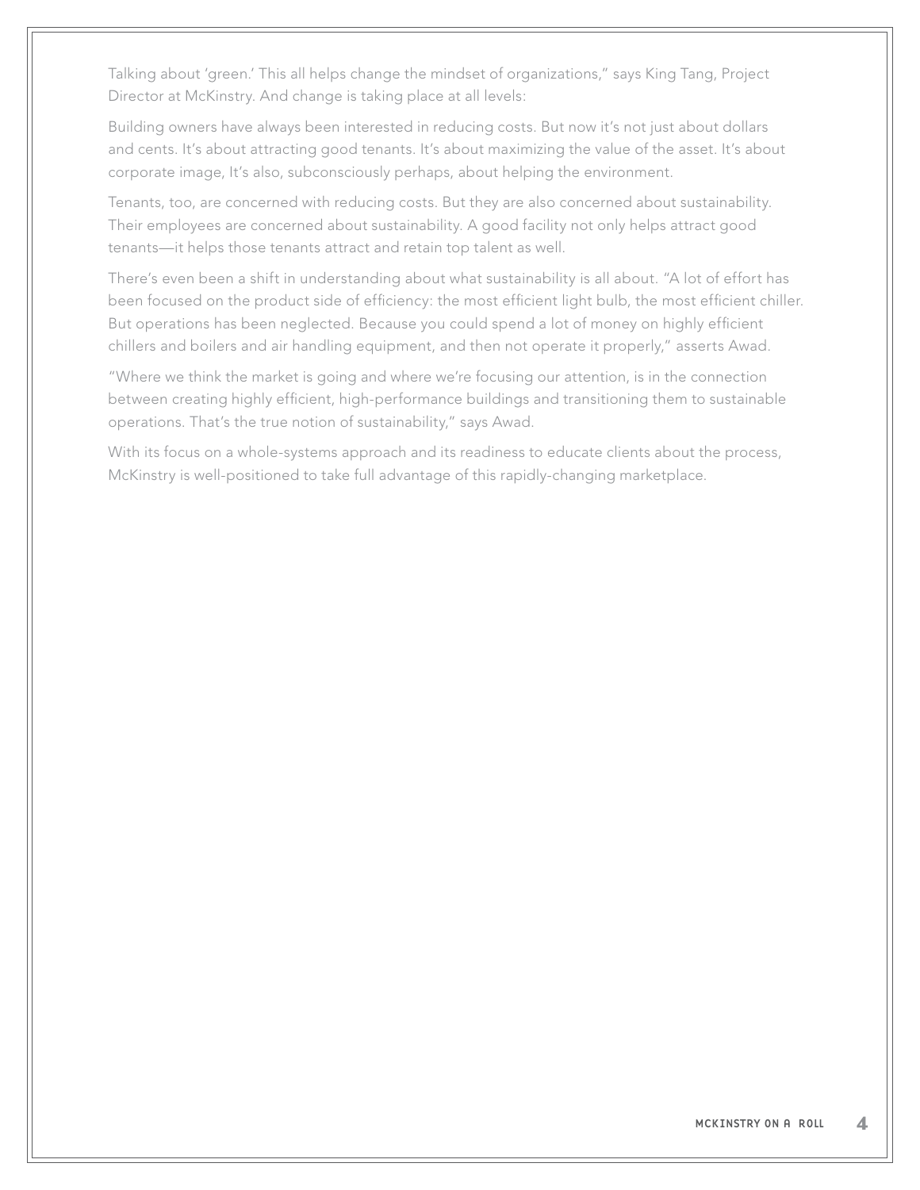Talking about 'green.' This all helps change the mindset of organizations," says King Tang, Project Director at McKinstry. And change is taking place at all levels:

Building owners have always been interested in reducing costs. But now it's not just about dollars and cents. It's about attracting good tenants. It's about maximizing the value of the asset. It's about corporate image, It's also, subconsciously perhaps, about helping the environment.

Tenants, too, are concerned with reducing costs. But they are also concerned about sustainability. Their employees are concerned about sustainability. A good facility not only helps attract good tenants—it helps those tenants attract and retain top talent as well.

There's even been a shift in understanding about what sustainability is all about. "A lot of effort has been focused on the product side of efficiency: the most efficient light bulb, the most efficient chiller. But operations has been neglected. Because you could spend a lot of money on highly efficient chillers and boilers and air handling equipment, and then not operate it properly," asserts Awad.

"Where we think the market is going and where we're focusing our attention, is in the connection between creating highly efficient, high-performance buildings and transitioning them to sustainable operations. That's the true notion of sustainability," says Awad.

With its focus on a whole-systems approach and its readiness to educate clients about the process, McKinstry is well-positioned to take full advantage of this rapidly-changing marketplace.